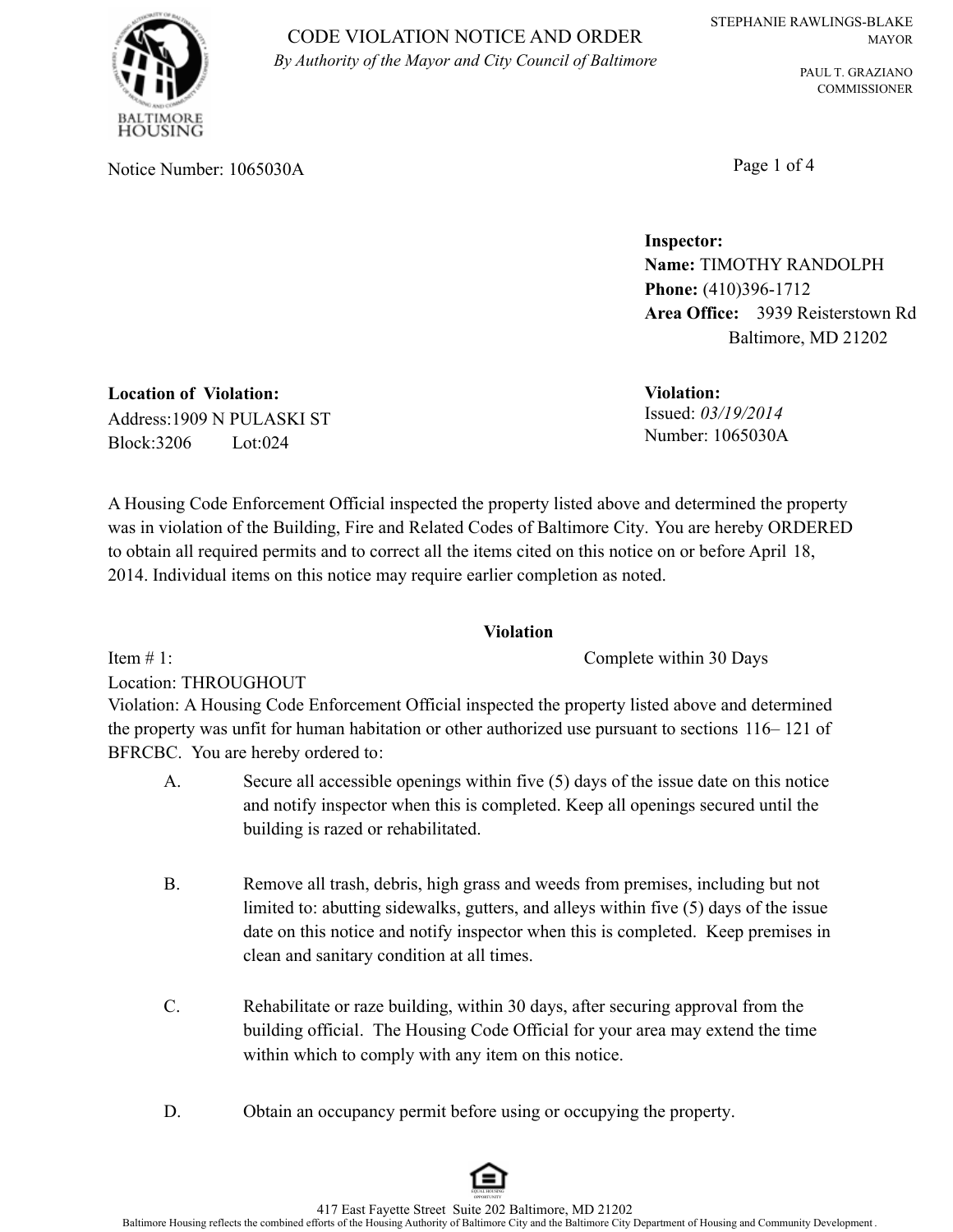# CODE VIOLATION NOTICE AND ORDER

*By Authority of the Mayor and City Council of Baltimore*

BALTIMORE HOUSING

STEPHANIE RAWLINGS-BLAKE
MAYOR

PAUL T. GRAZIANO
COMMISSIONER

Notice Number: 1065030A

**Inspector:**
**Name:** TIMOTHY RANDOLPH
**Phone:** (410)396-1712
**Area Office:** 3939 Reisterstown Rd
Baltimore, MD 21202

**Location of Violation:**
Address:1909 N PULASKI ST
Block:3206 Lot:024

**Violation:**
Issued: *03/19/2014*
Number: 1065030A

A Housing Code Enforcement Official inspected the property listed above and determined the property was in violation of the Building, Fire and Related Codes of Baltimore City. You are hereby ORDERED to obtain all required permits and to correct all the items cited on this notice on or before April 18, 2014. Individual items on this notice may require earlier completion as noted.

**Violation**

Item # 1: Complete within 30 Days

Location: THROUGHOUT

Violation: A Housing Code Enforcement Official inspected the property listed above and determined the property was unfit for human habitation or other authorized use pursuant to sections 116– 121 of BFRCBC. You are hereby ordered to:

A. Secure all accessible openings within five (5) days of the issue date on this notice and notify inspector when this is completed. Keep all openings secured until the building is razed or rehabilitated.

B. Remove all trash, debris, high grass and weeds from premises, including but not limited to: abutting sidewalks, gutters, and alleys within five (5) days of the issue date on this notice and notify inspector when this is completed. Keep premises in clean and sanitary condition at all times.

C. Rehabilitate or raze building, within 30 days, after securing approval from the building official. The Housing Code Official for your area may extend the time within which to comply with any item on this notice.

D. Obtain an occupancy permit before using or occupying the property.

417 East Fayette Street Suite 202 Baltimore, MD 21202
Baltimore Housing reflects the combined efforts of the Housing Authority of Baltimore City and the Baltimore City Department of Housing and Community Development .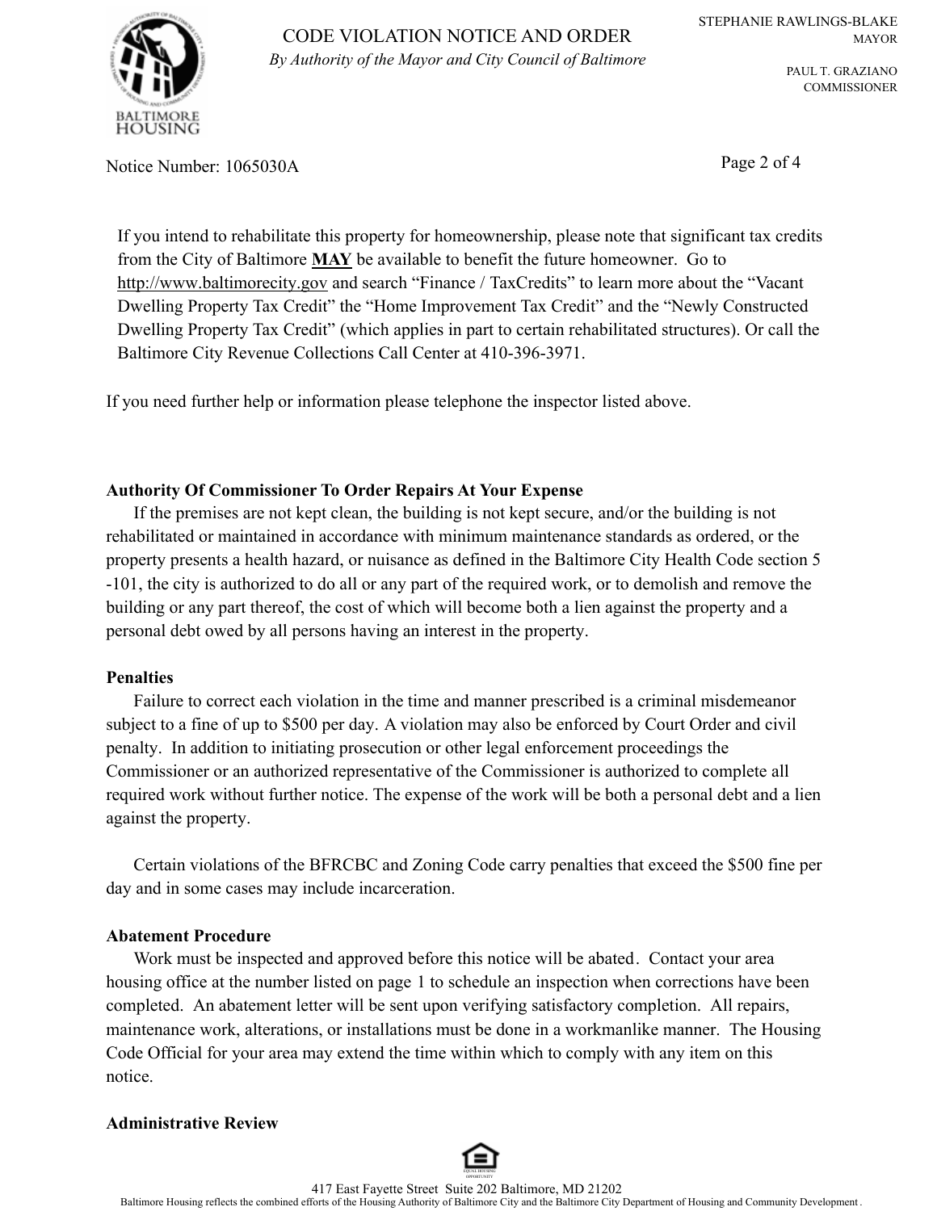If you intend to rehabilitate this property for homeownership, please note that significant tax credits from the City of Baltimore **MAY** be available to benefit the future homeowner. Go to http://www.baltimorecity.gov and search "Finance / TaxCredits" to learn more about the "Vacant Dwelling Property Tax Credit" the "Home Improvement Tax Credit" and the "Newly Constructed Dwelling Property Tax Credit" (which applies in part to certain rehabilitated structures). Or call the Baltimore City Revenue Collections Call Center at 410-396-3971.

If you need further help or information please telephone the inspector listed above.

**Authority Of Commissioner To Order Repairs At Your Expense**

If the premises are not kept clean, the building is not kept secure, and/or the building is not rehabilitated or maintained in accordance with minimum maintenance standards as ordered, or the property presents a health hazard, or nuisance as defined in the Baltimore City Health Code section 5 -101, the city is authorized to do all or any part of the required work, or to demolish and remove the building or any part thereof, the cost of which will become both a lien against the property and a personal debt owed by all persons having an interest in the property.

**Penalties**

Failure to correct each violation in the time and manner prescribed is a criminal misdemeanor subject to a fine of up to $500 per day. A violation may also be enforced by Court Order and civil penalty. In addition to initiating prosecution or other legal enforcement proceedings the Commissioner or an authorized representative of the Commissioner is authorized to complete all required work without further notice. The expense of the work will be both a personal debt and a lien against the property.

Certain violations of the BFRCBC and Zoning Code carry penalties that exceed the $500 fine per day and in some cases may include incarceration.

**Abatement Procedure**

Work must be inspected and approved before this notice will be abated. Contact your area housing office at the number listed on page 1 to schedule an inspection when corrections have been completed. An abatement letter will be sent upon verifying satisfactory completion. All repairs, maintenance work, alterations, or installations must be done in a workmanlike manner. The Housing Code Official for your area may extend the time within which to comply with any item on this notice.

**Administrative Review**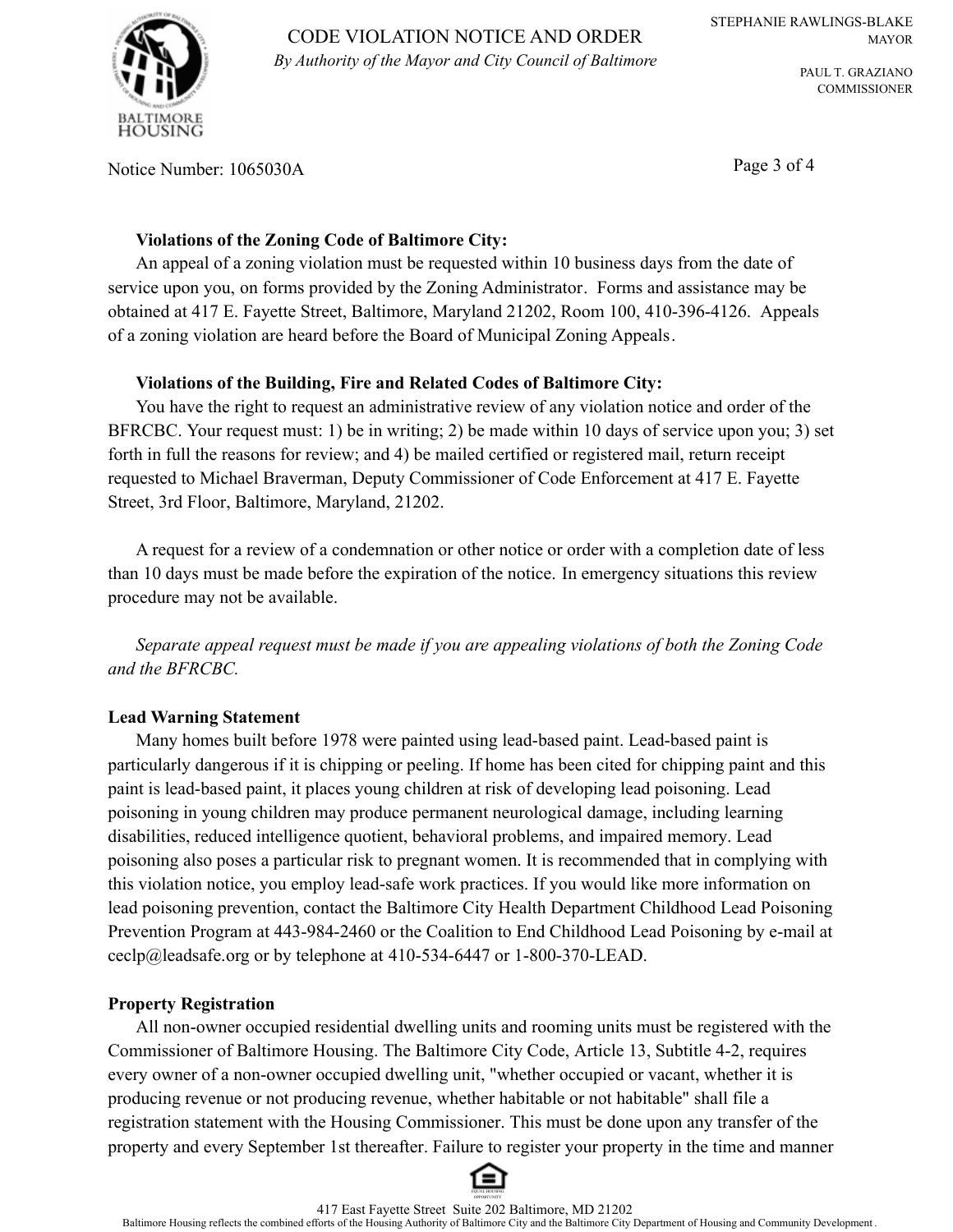**Violations of the Zoning Code of Baltimore City:**

An appeal of a zoning violation must be requested within 10 business days from the date of service upon you, on forms provided by the Zoning Administrator. Forms and assistance may be obtained at 417 E. Fayette Street, Baltimore, Maryland 21202, Room 100, 410-396-4126. Appeals of a zoning violation are heard before the Board of Municipal Zoning Appeals.

**Violations of the Building, Fire and Related Codes of Baltimore City:**

You have the right to request an administrative review of any violation notice and order of the BFRCBC. Your request must: 1) be in writing; 2) be made within 10 days of service upon you; 3) set forth in full the reasons for review; and 4) be mailed certified or registered mail, return receipt requested to Michael Braverman, Deputy Commissioner of Code Enforcement at 417 E. Fayette Street, 3rd Floor, Baltimore, Maryland, 21202.

A request for a review of a condemnation or other notice or order with a completion date of less than 10 days must be made before the expiration of the notice. In emergency situations this review procedure may not be available.

*Separate appeal request must be made if you are appealing violations of both the Zoning Code and the BFRCBC.*

**Lead Warning Statement**

Many homes built before 1978 were painted using lead-based paint. Lead-based paint is particularly dangerous if it is chipping or peeling. If home has been cited for chipping paint and this paint is lead-based paint, it places young children at risk of developing lead poisoning. Lead poisoning in young children may produce permanent neurological damage, including learning disabilities, reduced intelligence quotient, behavioral problems, and impaired memory. Lead poisoning also poses a particular risk to pregnant women. It is recommended that in complying with this violation notice, you employ lead-safe work practices. If you would like more information on lead poisoning prevention, contact the Baltimore City Health Department Childhood Lead Poisoning Prevention Program at 443-984-2460 or the Coalition to End Childhood Lead Poisoning by e-mail at ceclp@leadsafe.org or by telephone at 410-534-6447 or 1-800-370-LEAD.

**Property Registration**

All non-owner occupied residential dwelling units and rooming units must be registered with the Commissioner of Baltimore Housing. The Baltimore City Code, Article 13, Subtitle 4-2, requires every owner of a non-owner occupied dwelling unit, "whether occupied or vacant, whether it is producing revenue or not producing revenue, whether habitable or not habitable" shall file a registration statement with the Housing Commissioner. This must be done upon any transfer of the property and every September 1st thereafter. Failure to register your property in the time and manner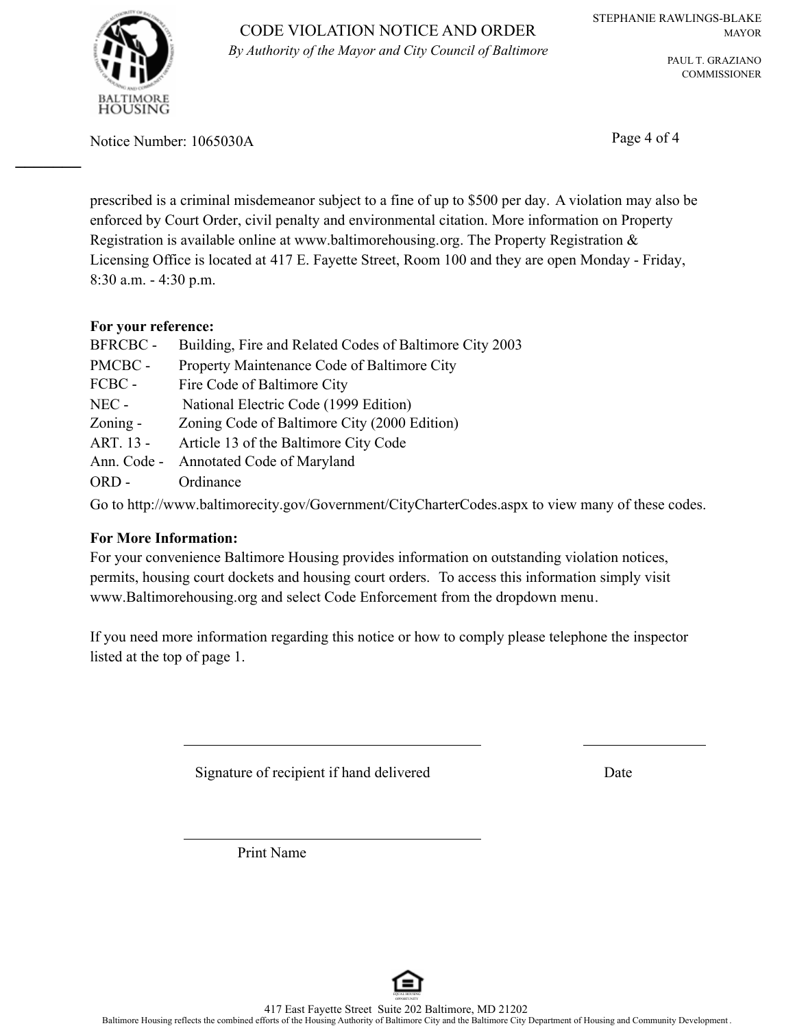prescribed is a criminal misdemeanor subject to a fine of up to $500 per day. A violation may also be enforced by Court Order, civil penalty and environmental citation. More information on Property Registration is available online at www.baltimorehousing.org. The Property Registration & Licensing Office is located at 417 E. Fayette Street, Room 100 and they are open Monday - Friday, 8:30 a.m. - 4:30 p.m.

**For your reference:**

| | |
|---|---|
| BFRCBC - | Building, Fire and Related Codes of Baltimore City 2003 |
| PMCBC - | Property Maintenance Code of Baltimore City |
| FCBC - | Fire Code of Baltimore City |
| NEC - | National Electric Code (1999 Edition) |
| Zoning - | Zoning Code of Baltimore City (2000 Edition) |
| ART. 13 - | Article 13 of the Baltimore City Code |
| Ann. Code - | Annotated Code of Maryland |
| ORD - | Ordinance |

Go to http://www.baltimorecity.gov/Government/CityCharterCodes.aspx to view many of these codes.

**For More Information:**

For your convenience Baltimore Housing provides information on outstanding violation notices, permits, housing court dockets and housing court orders. To access this information simply visit www.Baltimorehousing.org and select Code Enforcement from the dropdown menu.

If you need more information regarding this notice or how to comply please telephone the inspector listed at the top of page 1.

_________________________________ ____________

Signature of recipient if hand delivered Date

_________________________________

Print Name